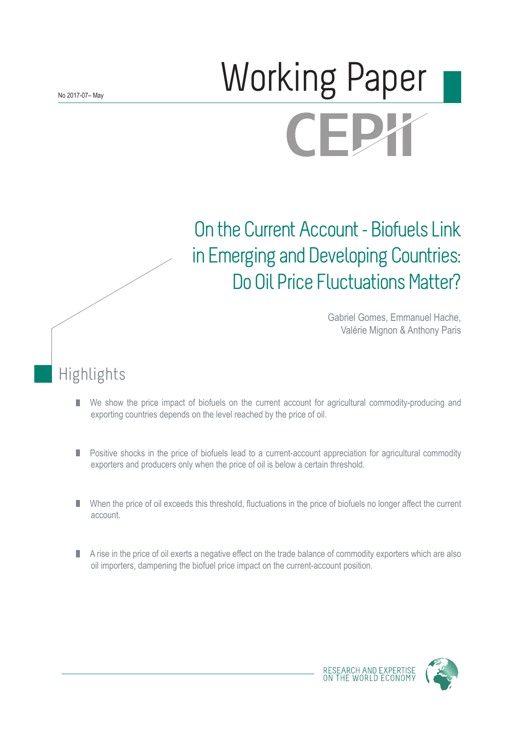No 2017-07– May

# Working Paper

CEPII

# On the Current Account - Biofuels Link in Emerging and Developing Countries: Do Oil Price Fluctuations Matter?

Gabriel Gomes, Emmanuel Hache, Valérie Mignon & Anthony Paris

## Highlights

- We show the price impact of biofuels on the current account for agricultural commodity-producing and exporting countries depends on the level reached by the price of oil.
- Positive shocks in the price of biofuels lead to a current-account appreciation for agricultural commodity exporters and producers only when the price of oil is below a certain threshold.
- When the price of oil exceeds this threshold, fluctuations in the price of biofuels no longer affect the current account.
- A rise in the price of oil exerts a negative effect on the trade balance of commodity exporters which are also oil importers, dampening the biofuel price impact on the current-account position.

RESEARCH AND EXPERTISE ON THE WORLD ECONOMY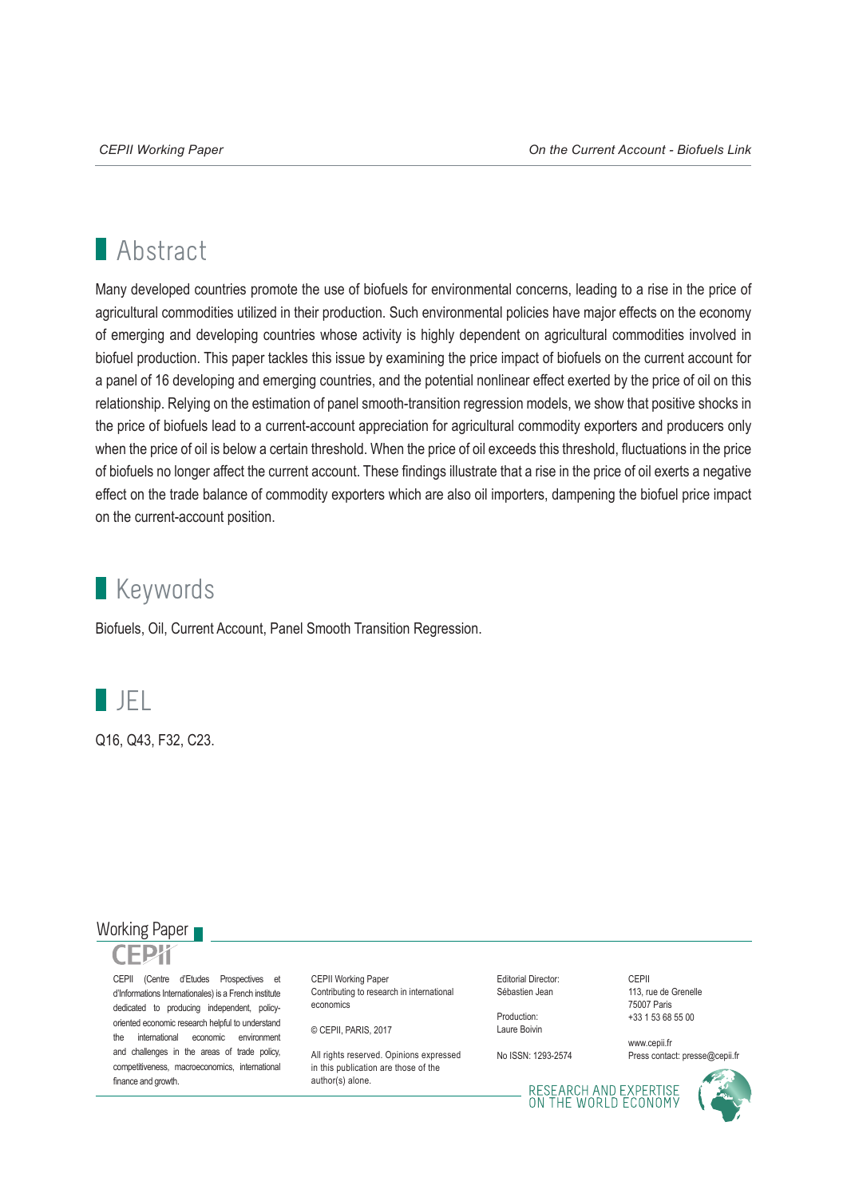# Abstract

Many developed countries promote the use of biofuels for environmental concerns, leading to a rise in the price of agricultural commodities utilized in their production. Such environmental policies have major effects on the economy of emerging and developing countries whose activity is highly dependent on agricultural commodities involved in biofuel production. This paper tackles this issue by examining the price impact of biofuels on the current account for a panel of 16 developing and emerging countries, and the potential nonlinear effect exerted by the price of oil on this relationship. Relying on the estimation of panel smooth-transition regression models, we show that positive shocks in the price of biofuels lead to a current-account appreciation for agricultural commodity exporters and producers only when the price of oil is below a certain threshold. When the price of oil exceeds this threshold, fluctuations in the price of biofuels no longer affect the current account. These findings illustrate that a rise in the price of oil exerts a negative effect on the trade balance of commodity exporters which are also oil importers, dampening the biofuel price impact on the current-account position.

# Keywords

Biofuels, Oil, Current Account, Panel Smooth Transition Regression.

# JEL

Q16, Q43, F32, C23.

Working Paper

CEPII

CEPII (Centre d'Etudes Prospectives et d'Informations Internationales) is a French institute dedicated to producing independent, policy-oriented economic research helpful to understand the international economic environment and challenges in the areas of trade policy, competitiveness, macroeconomics, international finance and growth.

CEPII Working Paper
Contributing to research in international economics

© CEPII, PARIS, 2017

All rights reserved. Opinions expressed in this publication are those of the author(s) alone.

Editorial Director:
Sébastien Jean

Production:
Laure Boivin

No ISSN: 1293-2574

CEPII
113, rue de Grenelle
75007 Paris
+33 1 53 68 55 00

www.cepii.fr
Press contact: presse@cepii.fr

RESEARCH AND EXPERTISE ON THE WORLD ECONOMY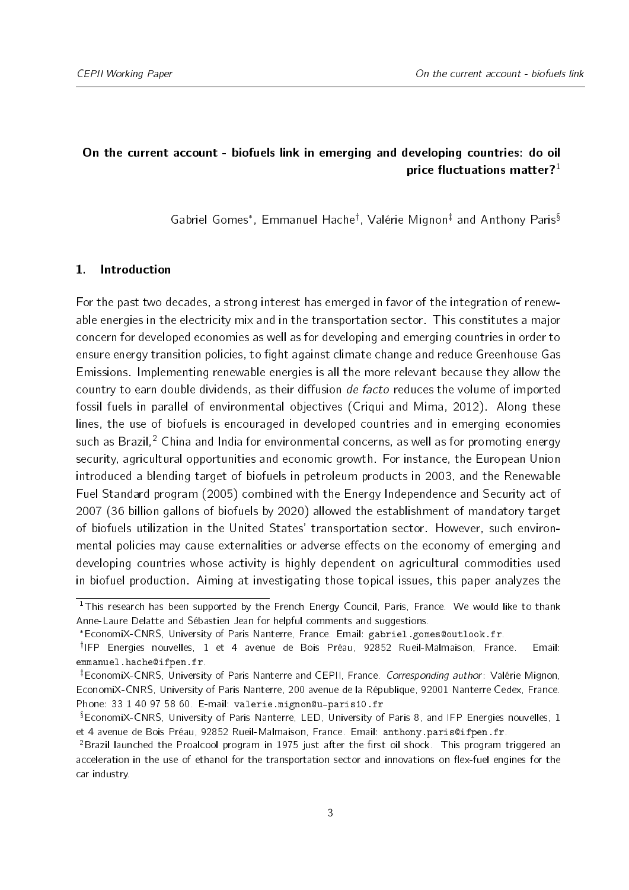**On the current account - biofuels link in emerging and developing countries: do oil price fluctuations matter?**[1]

Gabriel Gomes[*], Emmanuel Hache[†], Valérie Mignon[‡] and Anthony Paris[§]

## 1. Introduction

For the past two decades, a strong interest has emerged in favor of the integration of renewable energies in the electricity mix and in the transportation sector. This constitutes a major concern for developed economies as well as for developing and emerging countries in order to ensure energy transition policies, to fight against climate change and reduce Greenhouse Gas Emissions. Implementing renewable energies is all the more relevant because they allow the country to earn double dividends, as their diffusion *de facto* reduces the volume of imported fossil fuels in parallel of environmental objectives (Criqui and Mima, 2012). Along these lines, the use of biofuels is encouraged in developed countries and in emerging economies such as Brazil,[2] China and India for environmental concerns, as well as for promoting energy security, agricultural opportunities and economic growth. For instance, the European Union introduced a blending target of biofuels in petroleum products in 2003, and the Renewable Fuel Standard program (2005) combined with the Energy Independence and Security act of 2007 (36 billion gallons of biofuels by 2020) allowed the establishment of mandatory target of biofuels utilization in the United States' transportation sector. However, such environmental policies may cause externalities or adverse effects on the economy of emerging and developing countries whose activity is highly dependent on agricultural commodities used in biofuel production. Aiming at investigating those topical issues, this paper analyzes the

---

[1] This research has been supported by the French Energy Council, Paris, France. We would like to thank Anne-Laure Delatte and Sébastien Jean for helpful comments and suggestions.

[*] EconomiX-CNRS, University of Paris Nanterre, France. Email: gabriel.gomes@outlook.fr.

[†] IFP Energies nouvelles, 1 et 4 avenue de Bois Préau, 92852 Rueil-Malmaison, France. Email: emmanuel.hache@ifpen.fr.

[‡] EconomiX-CNRS, University of Paris Nanterre and CEPII, France. *Corresponding author*: Valérie Mignon, EconomiX-CNRS, University of Paris Nanterre, 200 avenue de la République, 92001 Nanterre Cedex, France. Phone: 33 1 40 97 58 60. E-mail: valerie.mignon@u-paris10.fr

[§] EconomiX-CNRS, University of Paris Nanterre, LED, University of Paris 8, and IFP Energies nouvelles, 1 et 4 avenue de Bois Préau, 92852 Rueil-Malmaison, France. Email: anthony.paris@ifpen.fr.

[2] Brazil launched the Proalcool program in 1975 just after the first oil shock. This program triggered an acceleration in the use of ethanol for the transportation sector and innovations on flex-fuel engines for the car industry.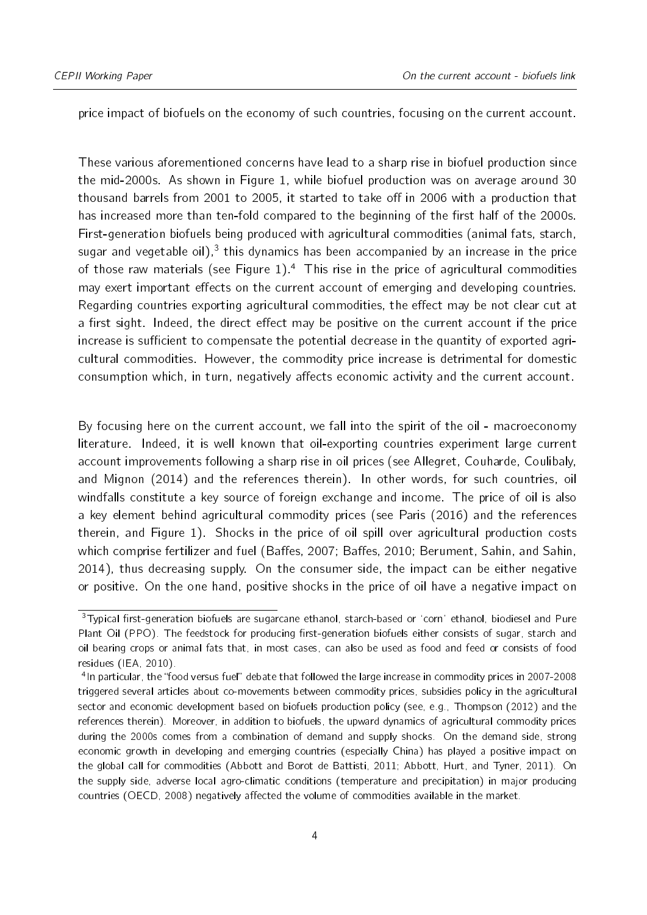price impact of biofuels on the economy of such countries, focusing on the current account.

These various aforementioned concerns have lead to a sharp rise in biofuel production since the mid-2000s. As shown in Figure 1, while biofuel production was on average around 30 thousand barrels from 2001 to 2005, it started to take off in 2006 with a production that has increased more than ten-fold compared to the beginning of the first half of the 2000s. First-generation biofuels being produced with agricultural commodities (animal fats, starch, sugar and vegetable oil),[3] this dynamics has been accompanied by an increase in the price of those raw materials (see Figure 1).[4] This rise in the price of agricultural commodities may exert important effects on the current account of emerging and developing countries. Regarding countries exporting agricultural commodities, the effect may be not clear cut at a first sight. Indeed, the direct effect may be positive on the current account if the price increase is sufficient to compensate the potential decrease in the quantity of exported agricultural commodities. However, the commodity price increase is detrimental for domestic consumption which, in turn, negatively affects economic activity and the current account.

By focusing here on the current account, we fall into the spirit of the oil - macroeconomy literature. Indeed, it is well known that oil-exporting countries experiment large current account improvements following a sharp rise in oil prices (see Allegret, Couharde, Coulibaly, and Mignon (2014) and the references therein). In other words, for such countries, oil windfalls constitute a key source of foreign exchange and income. The price of oil is also a key element behind agricultural commodity prices (see Paris (2016) and the references therein, and Figure 1). Shocks in the price of oil spill over agricultural production costs which comprise fertilizer and fuel (Baffes, 2007; Baffes, 2010; Berument, Sahin, and Sahin, 2014), thus decreasing supply. On the consumer side, the impact can be either negative or positive. On the one hand, positive shocks in the price of oil have a negative impact on

[3] Typical first-generation biofuels are sugarcane ethanol, starch-based or 'corn' ethanol, biodiesel and Pure Plant Oil (PPO). The feedstock for producing first-generation biofuels either consists of sugar, starch and oil bearing crops or animal fats that, in most cases, can also be used as food and feed or consists of food residues (IEA, 2010).

[4] In particular, the "food versus fuel" debate that followed the large increase in commodity prices in 2007-2008 triggered several articles about co-movements between commodity prices, subsidies policy in the agricultural sector and economic development based on biofuels production policy (see, e.g., Thompson (2012) and the references therein). Moreover, in addition to biofuels, the upward dynamics of agricultural commodity prices during the 2000s comes from a combination of demand and supply shocks. On the demand side, strong economic growth in developing and emerging countries (especially China) has played a positive impact on the global call for commodities (Abbott and Borot de Battisti, 2011; Abbott, Hurt, and Tyner, 2011). On the supply side, adverse local agro-climatic conditions (temperature and precipitation) in major producing countries (OECD, 2008) negatively affected the volume of commodities available in the market.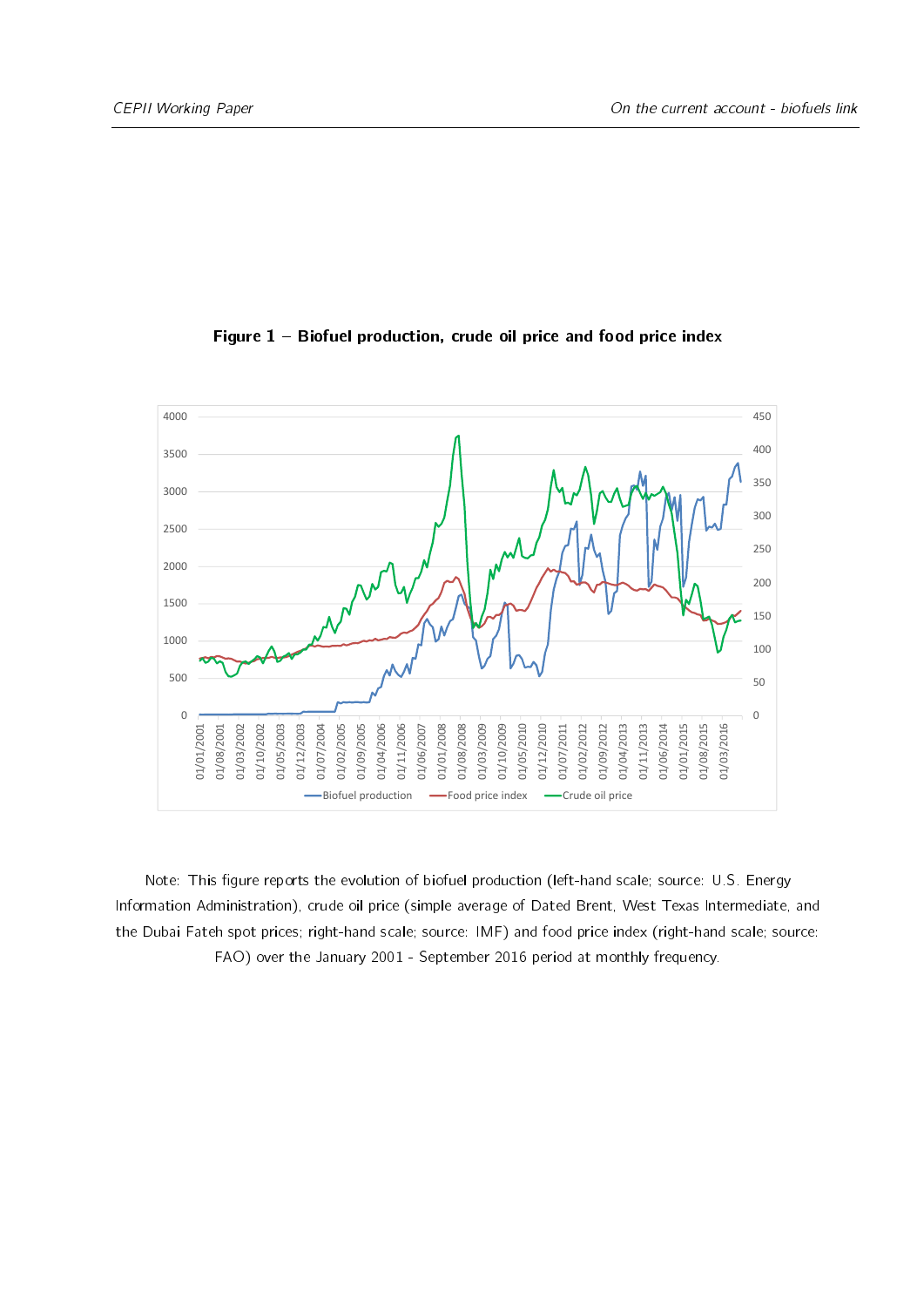**Figure 1 – Biofuel production, crude oil price and food price index**

Note: This figure reports the evolution of biofuel production (left-hand scale; source: U.S. Energy Information Administration), crude oil price (simple average of Dated Brent, West Texas Intermediate, and the Dubai Fateh spot prices; right-hand scale; source: IMF) and food price index (right-hand scale; source: FAO) over the January 2001 - September 2016 period at monthly frequency.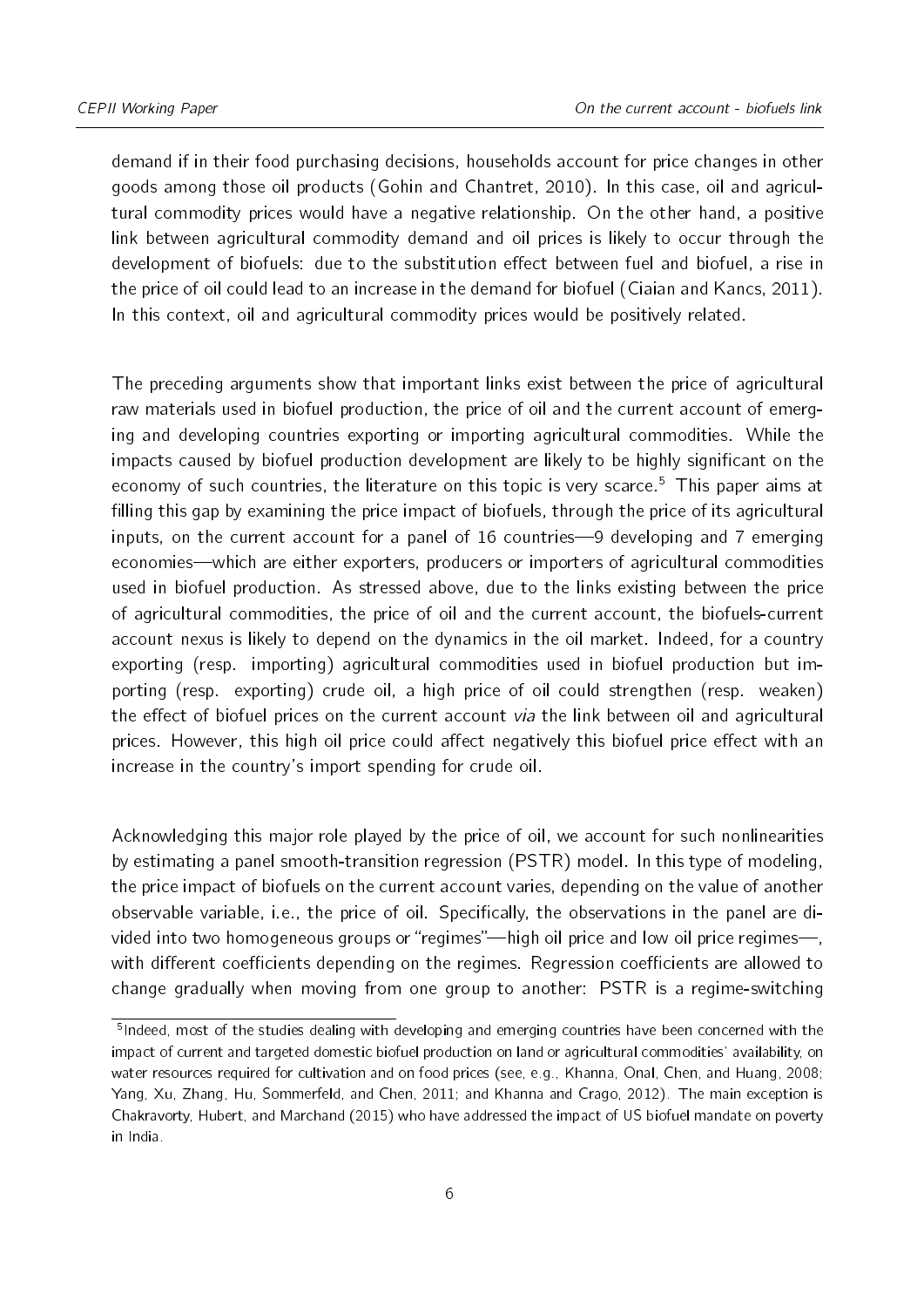demand if in their food purchasing decisions, households account for price changes in other goods among those oil products (Gohin and Chantret, 2010). In this case, oil and agricultural commodity prices would have a negative relationship. On the other hand, a positive link between agricultural commodity demand and oil prices is likely to occur through the development of biofuels: due to the substitution effect between fuel and biofuel, a rise in the price of oil could lead to an increase in the demand for biofuel (Ciaian and Kancs, 2011). In this context, oil and agricultural commodity prices would be positively related.

The preceding arguments show that important links exist between the price of agricultural raw materials used in biofuel production, the price of oil and the current account of emerging and developing countries exporting or importing agricultural commodities. While the impacts caused by biofuel production development are likely to be highly significant on the economy of such countries, the literature on this topic is very scarce.[5] This paper aims at filling this gap by examining the price impact of biofuels, through the price of its agricultural inputs, on the current account for a panel of 16 countries—9 developing and 7 emerging economies—which are either exporters, producers or importers of agricultural commodities used in biofuel production. As stressed above, due to the links existing between the price of agricultural commodities, the price of oil and the current account, the biofuels-current account nexus is likely to depend on the dynamics in the oil market. Indeed, for a country exporting (resp. importing) agricultural commodities used in biofuel production but importing (resp. exporting) crude oil, a high price of oil could strengthen (resp. weaken) the effect of biofuel prices on the current account *via* the link between oil and agricultural prices. However, this high oil price could affect negatively this biofuel price effect with an increase in the country's import spending for crude oil.

Acknowledging this major role played by the price of oil, we account for such nonlinearities by estimating a panel smooth-transition regression (PSTR) model. In this type of modeling, the price impact of biofuels on the current account varies, depending on the value of another observable variable, i.e., the price of oil. Specifically, the observations in the panel are divided into two homogeneous groups or "regimes"—high oil price and low oil price regimes—, with different coefficients depending on the regimes. Regression coefficients are allowed to change gradually when moving from one group to another: PSTR is a regime-switching

[5] Indeed, most of the studies dealing with developing and emerging countries have been concerned with the impact of current and targeted domestic biofuel production on land or agricultural commodities' availability, on water resources required for cultivation and on food prices (see, e.g., Khanna, Onal, Chen, and Huang, 2008; Yang, Xu, Zhang, Hu, Sommerfeld, and Chen, 2011; and Khanna and Crago, 2012). The main exception is Chakravorty, Hubert, and Marchand (2015) who have addressed the impact of US biofuel mandate on poverty in India.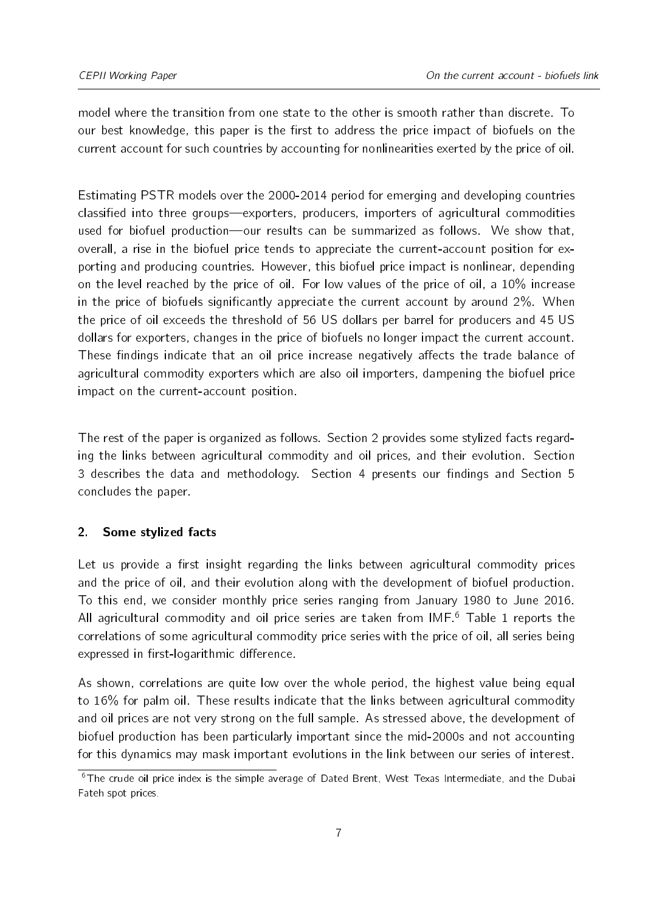model where the transition from one state to the other is smooth rather than discrete. To our best knowledge, this paper is the first to address the price impact of biofuels on the current account for such countries by accounting for nonlinearities exerted by the price of oil.

Estimating PSTR models over the 2000-2014 period for emerging and developing countries classified into three groups—exporters, producers, importers of agricultural commodities used for biofuel production—our results can be summarized as follows. We show that, overall, a rise in the biofuel price tends to appreciate the current-account position for exporting and producing countries. However, this biofuel price impact is nonlinear, depending on the level reached by the price of oil. For low values of the price of oil, a 10% increase in the price of biofuels significantly appreciate the current account by around 2%. When the price of oil exceeds the threshold of 56 US dollars per barrel for producers and 45 US dollars for exporters, changes in the price of biofuels no longer impact the current account. These findings indicate that an oil price increase negatively affects the trade balance of agricultural commodity exporters which are also oil importers, dampening the biofuel price impact on the current-account position.

The rest of the paper is organized as follows. Section 2 provides some stylized facts regarding the links between agricultural commodity and oil prices, and their evolution. Section 3 describes the data and methodology. Section 4 presents our findings and Section 5 concludes the paper.

## 2. Some stylized facts

Let us provide a first insight regarding the links between agricultural commodity prices and the price of oil, and their evolution along with the development of biofuel production. To this end, we consider monthly price series ranging from January 1980 to June 2016. All agricultural commodity and oil price series are taken from IMF.[6] Table 1 reports the correlations of some agricultural commodity price series with the price of oil, all series being expressed in first-logarithmic difference.

As shown, correlations are quite low over the whole period, the highest value being equal to 16% for palm oil. These results indicate that the links between agricultural commodity and oil prices are not very strong on the full sample. As stressed above, the development of biofuel production has been particularly important since the mid-2000s and not accounting for this dynamics may mask important evolutions in the link between our series of interest.

[6] The crude oil price index is the simple average of Dated Brent, West Texas Intermediate, and the Dubai Fateh spot prices.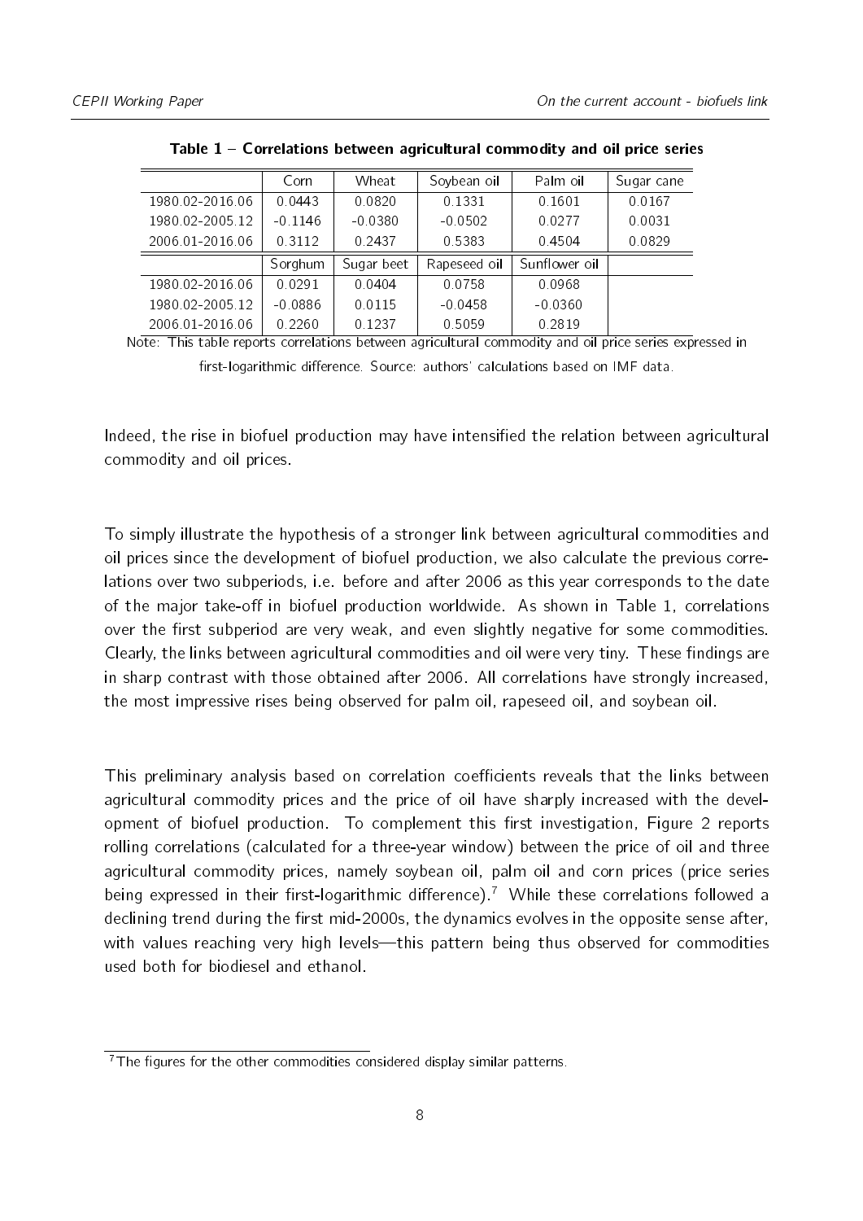**Table 1 – Correlations between agricultural commodity and oil price series**

| | Corn | Wheat | Soybean oil | Palm oil | Sugar cane |
|---|---|---|---|---|---|
| 1980.02-2016.06 | 0.0443 | 0.0820 | 0.1331 | 0.1601 | 0.0167 |
| 1980.02-2005.12 | -0.1146 | -0.0380 | -0.0502 | 0.0277 | 0.0031 |
| 2006.01-2016.06 | 0.3112 | 0.2437 | 0.5383 | 0.4504 | 0.0829 |
| | Sorghum | Sugar beet | Rapeseed oil | Sunflower oil | |
| 1980.02-2016.06 | 0.0291 | 0.0404 | 0.0758 | 0.0968 | |
| 1980.02-2005.12 | -0.0886 | 0.0115 | -0.0458 | -0.0360 | |
| 2006.01-2016.06 | 0.2260 | 0.1237 | 0.5059 | 0.2819 | |

Note: This table reports correlations between agricultural commodity and oil price series expressed in first-logarithmic difference. Source: authors' calculations based on IMF data.

Indeed, the rise in biofuel production may have intensified the relation between agricultural commodity and oil prices.

To simply illustrate the hypothesis of a stronger link between agricultural commodities and oil prices since the development of biofuel production, we also calculate the previous correlations over two subperiods, i.e. before and after 2006 as this year corresponds to the date of the major take-off in biofuel production worldwide. As shown in Table 1, correlations over the first subperiod are very weak, and even slightly negative for some commodities. Clearly, the links between agricultural commodities and oil were very tiny. These findings are in sharp contrast with those obtained after 2006. All correlations have strongly increased, the most impressive rises being observed for palm oil, rapeseed oil, and soybean oil.

This preliminary analysis based on correlation coefficients reveals that the links between agricultural commodity prices and the price of oil have sharply increased with the development of biofuel production. To complement this first investigation, Figure 2 reports rolling correlations (calculated for a three-year window) between the price of oil and three agricultural commodity prices, namely soybean oil, palm oil and corn prices (price series being expressed in their first-logarithmic difference).[7] While these correlations followed a declining trend during the first mid-2000s, the dynamics evolves in the opposite sense after, with values reaching very high levels—this pattern being thus observed for commodities used both for biodiesel and ethanol.

[7] The figures for the other commodities considered display similar patterns.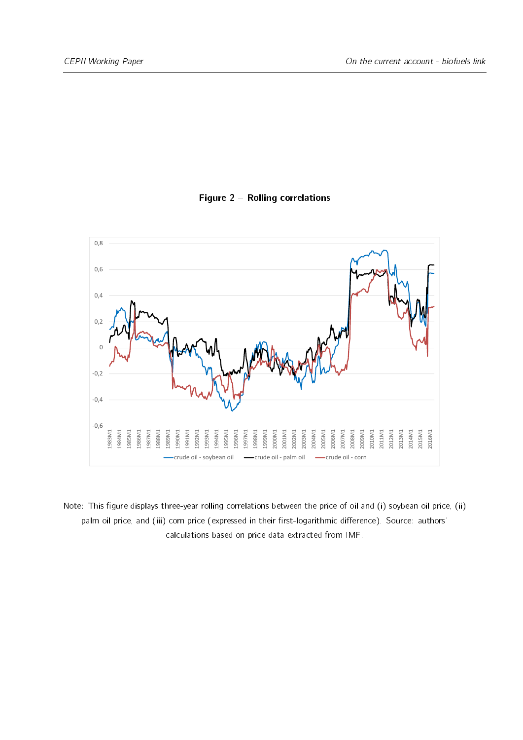**Figure 2 – Rolling correlations**

Note: This figure displays three-year rolling correlations between the price of oil and (i) soybean oil price, (ii) palm oil price, and (iii) corn price (expressed in their first-logarithmic difference). Source: authors' calculations based on price data extracted from IMF.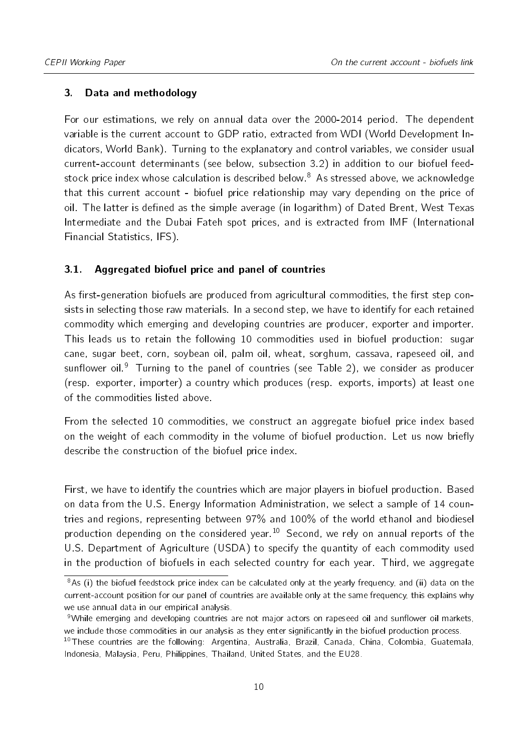## 3. Data and methodology

For our estimations, we rely on annual data over the 2000-2014 period. The dependent variable is the current account to GDP ratio, extracted from WDI (World Development Indicators, World Bank). Turning to the explanatory and control variables, we consider usual current-account determinants (see below, subsection 3.2) in addition to our biofuel feedstock price index whose calculation is described below.[8] As stressed above, we acknowledge that this current account - biofuel price relationship may vary depending on the price of oil. The latter is defined as the simple average (in logarithm) of Dated Brent, West Texas Intermediate and the Dubai Fateh spot prices, and is extracted from IMF (International Financial Statistics, IFS).

### 3.1. Aggregated biofuel price and panel of countries

As first-generation biofuels are produced from agricultural commodities, the first step consists in selecting those raw materials. In a second step, we have to identify for each retained commodity which emerging and developing countries are producer, exporter and importer. This leads us to retain the following 10 commodities used in biofuel production: sugar cane, sugar beet, corn, soybean oil, palm oil, wheat, sorghum, cassava, rapeseed oil, and sunflower oil.[9] Turning to the panel of countries (see Table 2), we consider as producer (resp. exporter, importer) a country which produces (resp. exports, imports) at least one of the commodities listed above.

From the selected 10 commodities, we construct an aggregate biofuel price index based on the weight of each commodity in the volume of biofuel production. Let us now briefly describe the construction of the biofuel price index.

First, we have to identify the countries which are major players in biofuel production. Based on data from the U.S. Energy Information Administration, we select a sample of 14 countries and regions, representing between 97% and 100% of the world ethanol and biodiesel production depending on the considered year.[10] Second, we rely on annual reports of the U.S. Department of Agriculture (USDA) to specify the quantity of each commodity used in the production of biofuels in each selected country for each year. Third, we aggregate

---

[8] As (i) the biofuel feedstock price index can be calculated only at the yearly frequency, and (ii) data on the current-account position for our panel of countries are available only at the same frequency, this explains why we use annual data in our empirical analysis.

[9] While emerging and developing countries are not major actors on rapeseed oil and sunflower oil markets, we include those commodities in our analysis as they enter significantly in the biofuel production process.

[10] These countries are the following: Argentina, Australia, Brazil, Canada, China, Colombia, Guatemala, Indonesia, Malaysia, Peru, Philippines, Thailand, United States, and the EU28.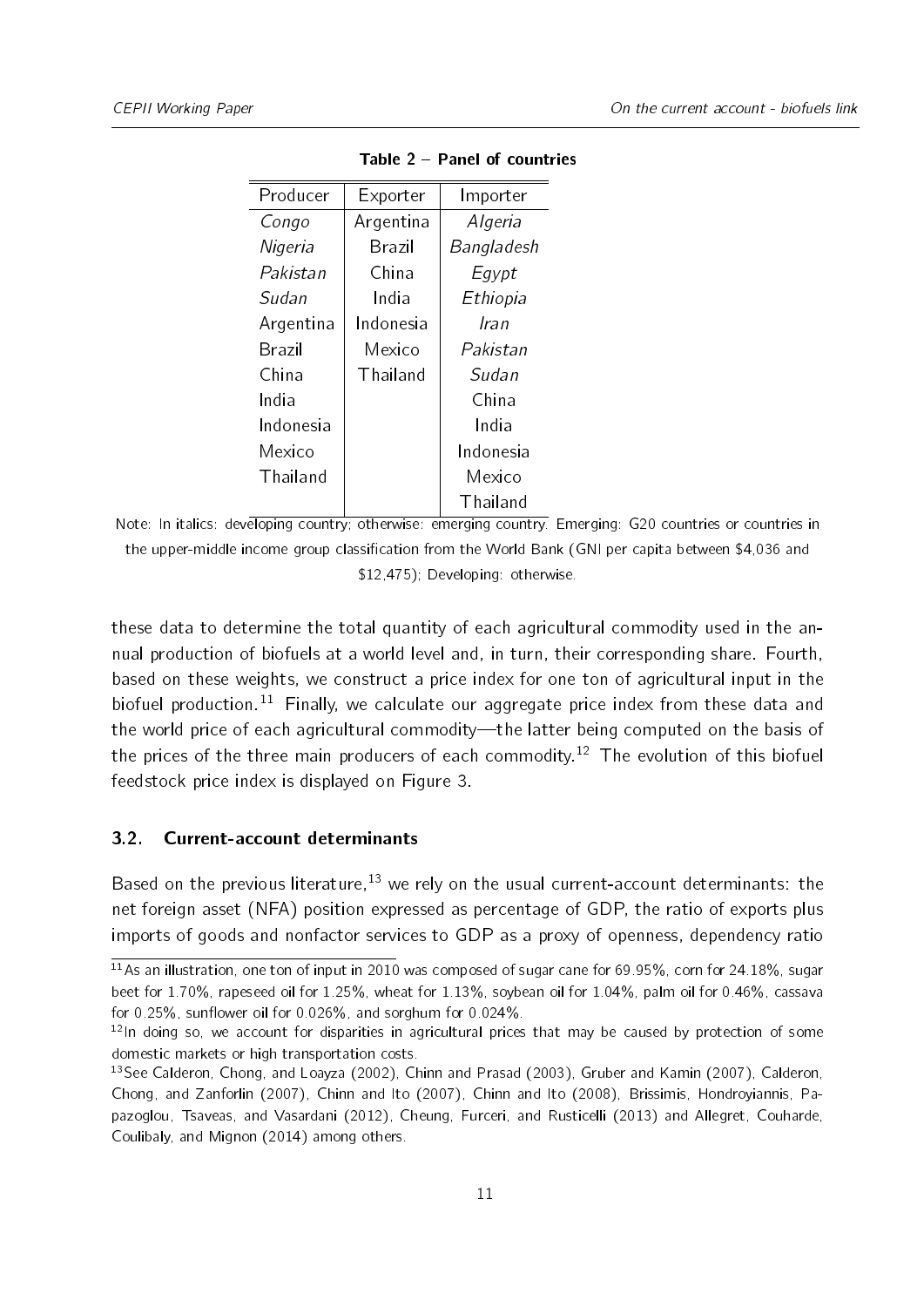**Table 2 – Panel of countries**

| Producer | Exporter | Importer |
|---|---|---|
| *Congo* | Argentina | *Algeria* |
| *Nigeria* | Brazil | *Bangladesh* |
| *Pakistan* | China | *Egypt* |
| *Sudan* | India | *Ethiopia* |
| Argentina | Indonesia | *Iran* |
| Brazil | Mexico | *Pakistan* |
| China | Thailand | *Sudan* |
| India | | China |
| Indonesia | | India |
| Mexico | | Indonesia |
| Thailand | | Mexico |
| | | Thailand |

Note: In italics: developing country; otherwise: emerging country. Emerging: G20 countries or countries in the upper-middle income group classification from the World Bank (GNI per capita between $4,036 and $12,475); Developing: otherwise.

these data to determine the total quantity of each agricultural commodity used in the annual production of biofuels at a world level and, in turn, their corresponding share. Fourth, based on these weights, we construct a price index for one ton of agricultural input in the biofuel production.[11] Finally, we calculate our aggregate price index from these data and the world price of each agricultural commodity—the latter being computed on the basis of the prices of the three main producers of each commodity.[12] The evolution of this biofuel feedstock price index is displayed on Figure 3.

### 3.2. Current-account determinants

Based on the previous literature,[13] we rely on the usual current-account determinants: the net foreign asset (NFA) position expressed as percentage of GDP, the ratio of exports plus imports of goods and nonfactor services to GDP as a proxy of openness, dependency ratio

---

[11] As an illustration, one ton of input in 2010 was composed of sugar cane for 69.95%, corn for 24.18%, sugar beet for 1.70%, rapeseed oil for 1.25%, wheat for 1.13%, soybean oil for 1.04%, palm oil for 0.46%, cassava for 0.25%, sunflower oil for 0.026%, and sorghum for 0.024%.

[12] In doing so, we account for disparities in agricultural prices that may be caused by protection of some domestic markets or high transportation costs.

[13] See Calderon, Chong, and Loayza (2002), Chinn and Prasad (2003), Gruber and Kamin (2007), Calderon, Chong, and Zanforlin (2007), Chinn and Ito (2007), Chinn and Ito (2008), Brissimis, Hondroyiannis, Papazoglou, Tsaveas, and Vasardani (2012), Cheung, Furceri, and Rusticelli (2013) and Allegret, Couharde, Coulibaly, and Mignon (2014) among others.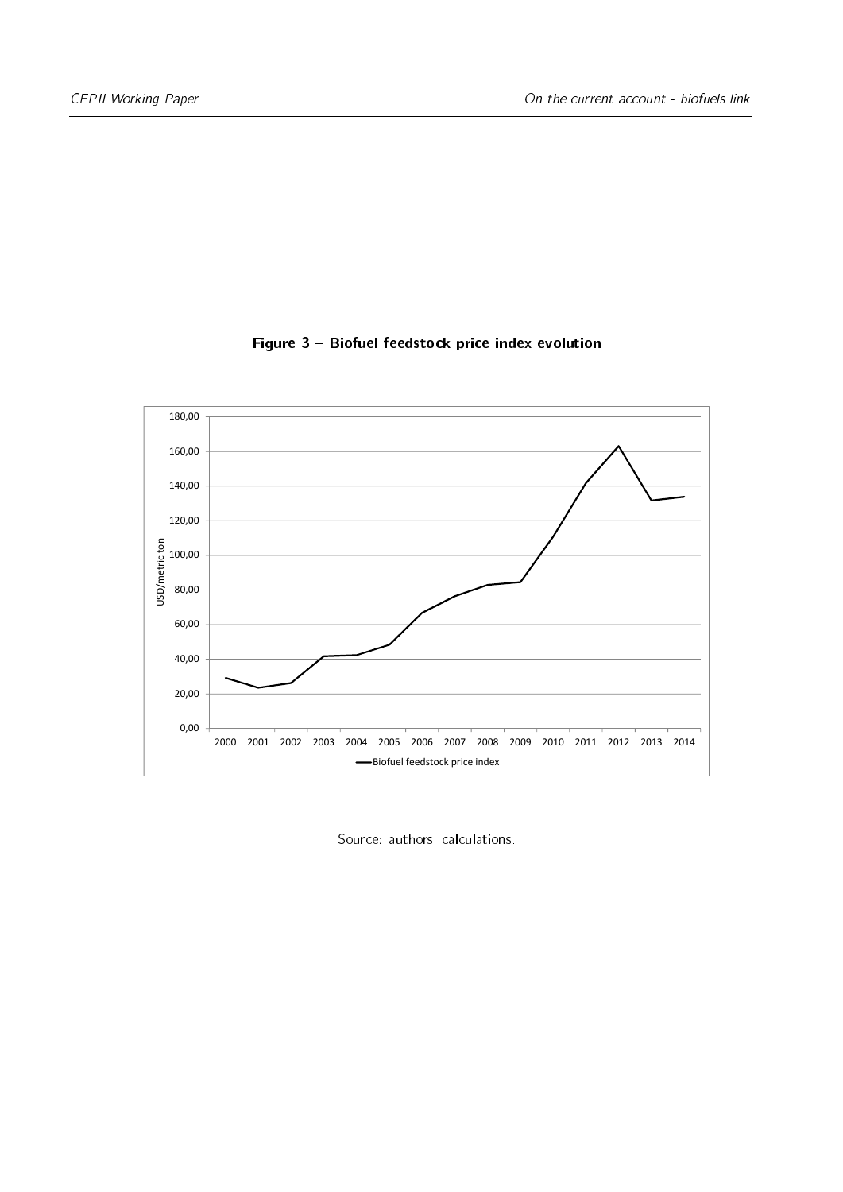**Figure 3 – Biofuel feedstock price index evolution**

Source: authors' calculations.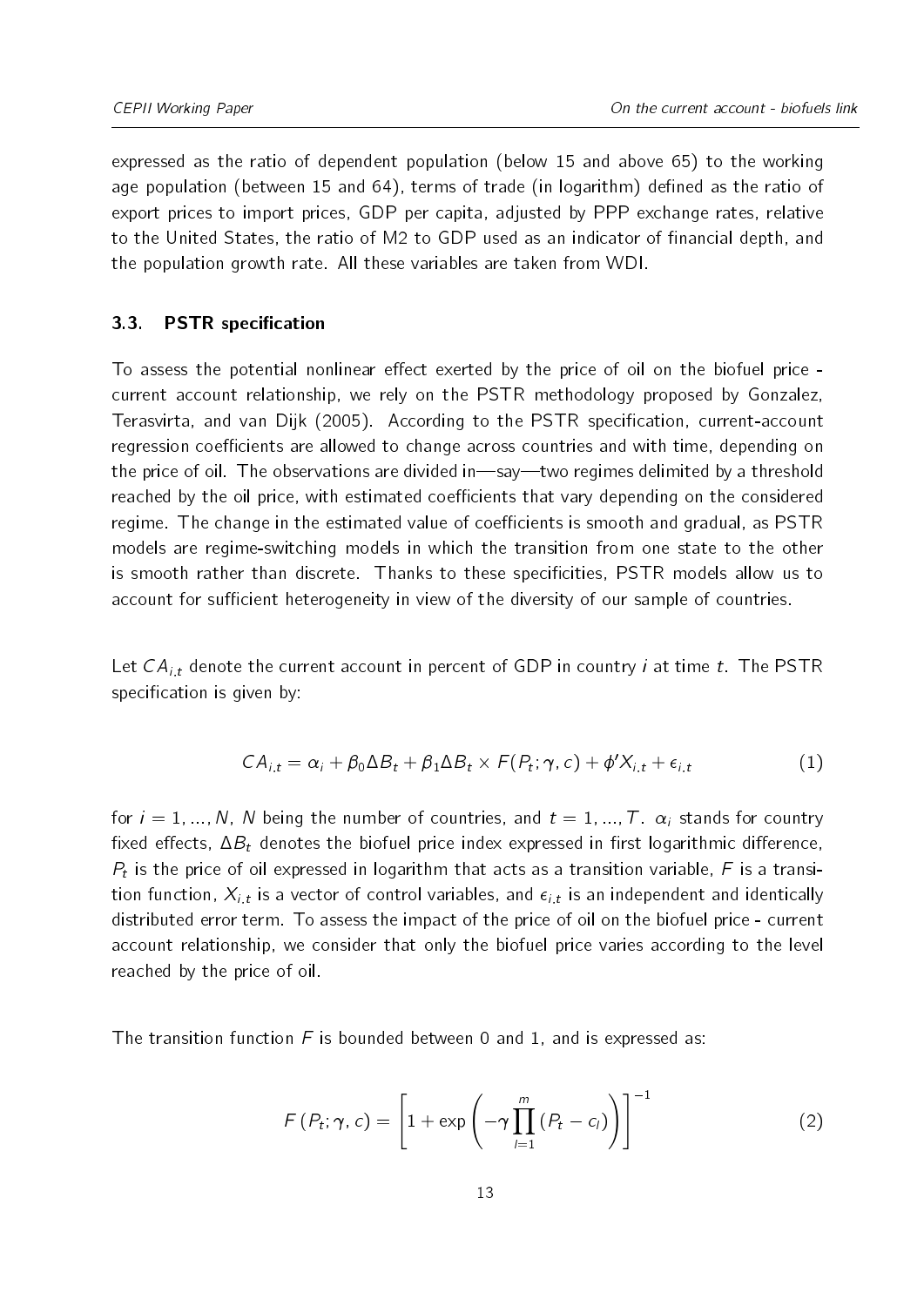expressed as the ratio of dependent population (below 15 and above 65) to the working age population (between 15 and 64), terms of trade (in logarithm) defined as the ratio of export prices to import prices, GDP per capita, adjusted by PPP exchange rates, relative to the United States, the ratio of M2 to GDP used as an indicator of financial depth, and the population growth rate. All these variables are taken from WDI.

### 3.3. PSTR specification

To assess the potential nonlinear effect exerted by the price of oil on the biofuel price - current account relationship, we rely on the PSTR methodology proposed by Gonzalez, Terasvirta, and van Dijk (2005). According to the PSTR specification, current-account regression coefficients are allowed to change across countries and with time, depending on the price of oil. The observations are divided in—say—two regimes delimited by a threshold reached by the oil price, with estimated coefficients that vary depending on the considered regime. The change in the estimated value of coefficients is smooth and gradual, as PSTR models are regime-switching models in which the transition from one state to the other is smooth rather than discrete. Thanks to these specificities, PSTR models allow us to account for sufficient heterogeneity in view of the diversity of our sample of countries.

Let $CA_{i,t}$ denote the current account in percent of GDP in country $i$ at time $t$. The PSTR specification is given by:

$$CA_{i,t} = \alpha_i + \beta_0 \Delta B_t + \beta_1 \Delta B_t \times F(P_t; \gamma, c) + \phi' X_{i,t} + \epsilon_{i,t} \tag{1}$$

for $i = 1, ..., N$, $N$ being the number of countries, and $t = 1, ..., T$. $\alpha_i$ stands for country fixed effects, $\Delta B_t$ denotes the biofuel price index expressed in first logarithmic difference, $P_t$ is the price of oil expressed in logarithm that acts as a transition variable, $F$ is a transition function, $X_{i,t}$ is a vector of control variables, and $\epsilon_{i,t}$ is an independent and identically distributed error term. To assess the impact of the price of oil on the biofuel price - current account relationship, we consider that only the biofuel price varies according to the level reached by the price of oil.

The transition function $F$ is bounded between 0 and 1, and is expressed as:

$$F(P_t; \gamma, c) = \left[1 + \exp\left(-\gamma \prod_{l=1}^{m} (P_t - c_l)\right)\right]^{-1} \tag{2}$$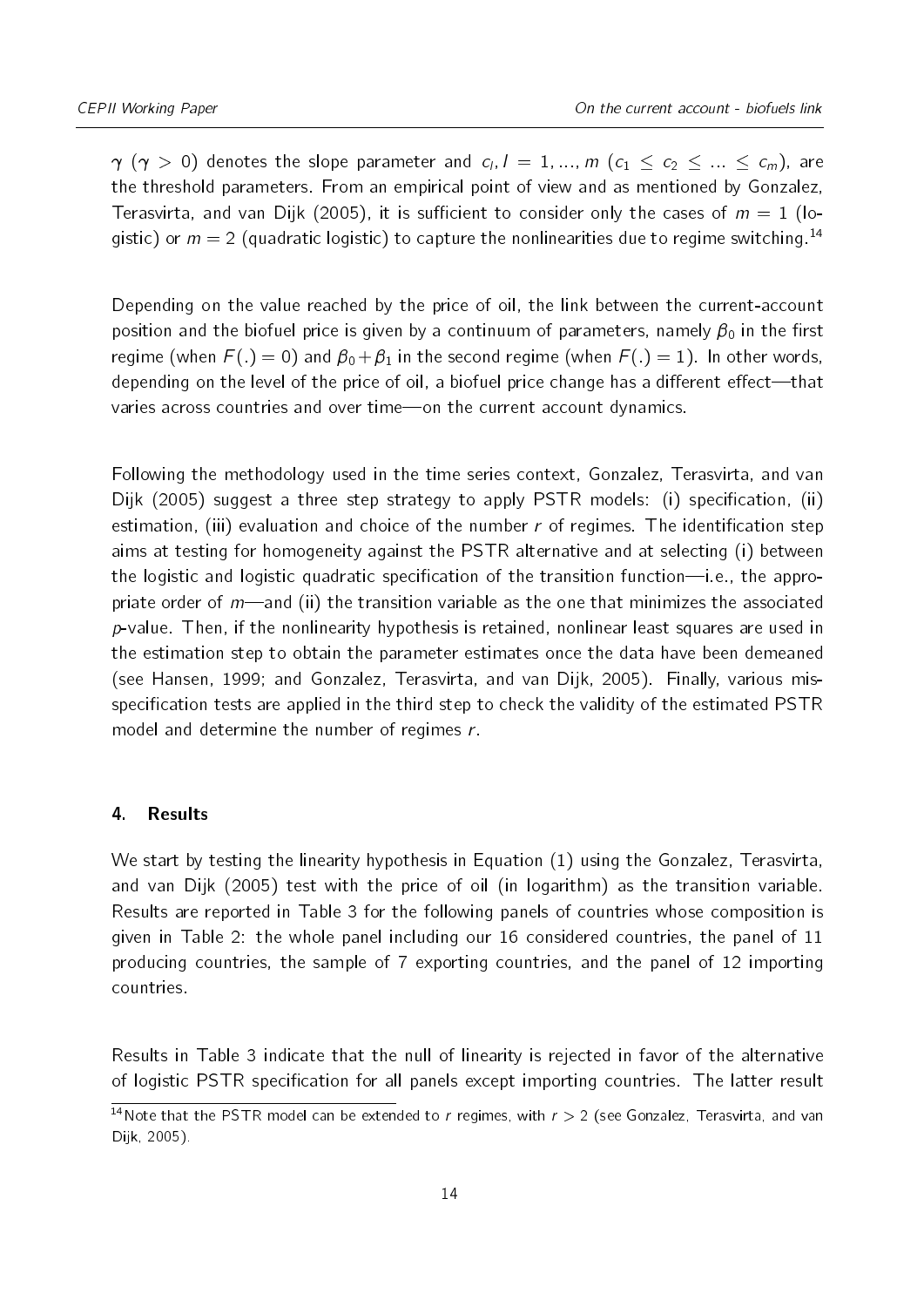$\gamma$ ($\gamma > 0$) denotes the slope parameter and $c_l, l = 1, ..., m$ ($c_1 \leq c_2 \leq ... \leq c_m$), are the threshold parameters. From an empirical point of view and as mentioned by Gonzalez, Terasvirta, and van Dijk (2005), it is sufficient to consider only the cases of $m = 1$ (logistic) or $m = 2$ (quadratic logistic) to capture the nonlinearities due to regime switching.[14]

Depending on the value reached by the price of oil, the link between the current-account position and the biofuel price is given by a continuum of parameters, namely $\beta_0$ in the first regime (when $F(.) = 0$) and $\beta_0 + \beta_1$ in the second regime (when $F(.) = 1$). In other words, depending on the level of the price of oil, a biofuel price change has a different effect—that varies across countries and over time—on the current account dynamics.

Following the methodology used in the time series context, Gonzalez, Terasvirta, and van Dijk (2005) suggest a three step strategy to apply PSTR models: (i) specification, (ii) estimation, (iii) evaluation and choice of the number $r$ of regimes. The identification step aims at testing for homogeneity against the PSTR alternative and at selecting (i) between the logistic and logistic quadratic specification of the transition function—i.e., the appropriate order of $m$—and (ii) the transition variable as the one that minimizes the associated $p$-value. Then, if the nonlinearity hypothesis is retained, nonlinear least squares are used in the estimation step to obtain the parameter estimates once the data have been demeaned (see Hansen, 1999; and Gonzalez, Terasvirta, and van Dijk, 2005). Finally, various misspecification tests are applied in the third step to check the validity of the estimated PSTR model and determine the number of regimes $r$.

## 4. Results

We start by testing the linearity hypothesis in Equation (1) using the Gonzalez, Terasvirta, and van Dijk (2005) test with the price of oil (in logarithm) as the transition variable. Results are reported in Table 3 for the following panels of countries whose composition is given in Table 2: the whole panel including our 16 considered countries, the panel of 11 producing countries, the sample of 7 exporting countries, and the panel of 12 importing countries.

Results in Table 3 indicate that the null of linearity is rejected in favor of the alternative of logistic PSTR specification for all panels except importing countries. The latter result

[14] Note that the PSTR model can be extended to $r$ regimes, with $r > 2$ (see Gonzalez, Terasvirta, and van Dijk, 2005).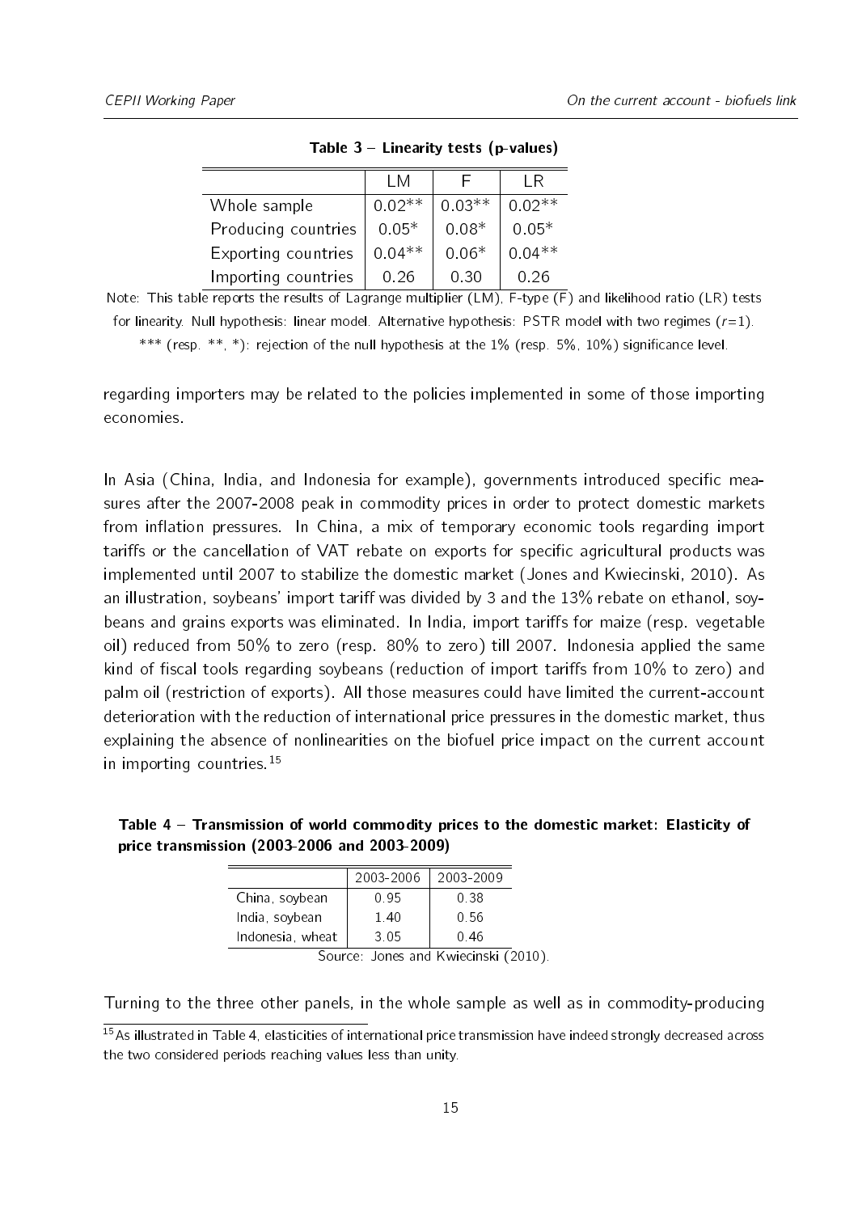**Table 3 – Linearity tests (p-values)**

| | LM | F | LR |
|---|---|---|---|
| Whole sample | 0.02** | 0.03** | 0.02** |
| Producing countries | 0.05* | 0.08* | 0.05* |
| Exporting countries | 0.04** | 0.06* | 0.04** |
| Importing countries | 0.26 | 0.30 | 0.26 |

Note: This table reports the results of Lagrange multiplier (LM), F-type (F) and likelihood ratio (LR) tests for linearity. Null hypothesis: linear model. Alternative hypothesis: PSTR model with two regimes ($r$=1). *** (resp. **, *): rejection of the null hypothesis at the 1% (resp. 5%, 10%) significance level.

regarding importers may be related to the policies implemented in some of those importing economies.

In Asia (China, India, and Indonesia for example), governments introduced specific measures after the 2007-2008 peak in commodity prices in order to protect domestic markets from inflation pressures. In China, a mix of temporary economic tools regarding import tariffs or the cancellation of VAT rebate on exports for specific agricultural products was implemented until 2007 to stabilize the domestic market (Jones and Kwiecinski, 2010). As an illustration, soybeans' import tariff was divided by 3 and the 13% rebate on ethanol, soybeans and grains exports was eliminated. In India, import tariffs for maize (resp. vegetable oil) reduced from 50% to zero (resp. 80% to zero) till 2007. Indonesia applied the same kind of fiscal tools regarding soybeans (reduction of import tariffs from 10% to zero) and palm oil (restriction of exports). All those measures could have limited the current-account deterioration with the reduction of international price pressures in the domestic market, thus explaining the absence of nonlinearities on the biofuel price impact on the current account in importing countries.[15]

**Table 4 – Transmission of world commodity prices to the domestic market: Elasticity of price transmission (2003-2006 and 2003-2009)**

| | 2003-2006 | 2003-2009 |
|---|---|---|
| China, soybean | 0.95 | 0.38 |
| India, soybean | 1.40 | 0.56 |
| Indonesia, wheat | 3.05 | 0.46 |

Source: Jones and Kwiecinski (2010).

Turning to the three other panels, in the whole sample as well as in commodity-producing

[15] As illustrated in Table 4, elasticities of international price transmission have indeed strongly decreased across the two considered periods reaching values less than unity.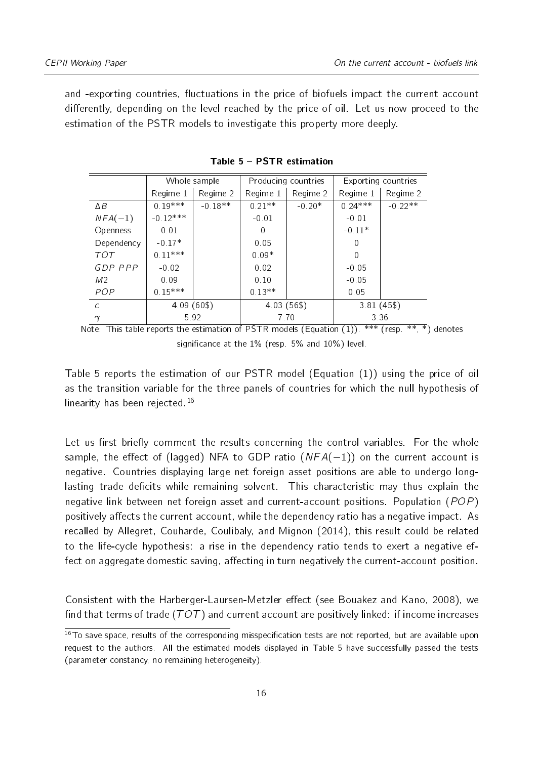and -exporting countries, fluctuations in the price of biofuels impact the current account differently, depending on the level reached by the price of oil. Let us now proceed to the estimation of the PSTR models to investigate this property more deeply.

**Table 5 – PSTR estimation**

| | Whole sample | | Producing countries | | Exporting countries | |
|---|---|---|---|---|---|---|
| | Regime 1 | Regime 2 | Regime 1 | Regime 2 | Regime 1 | Regime 2 |
| $\Delta B$ | 0.19*** | -0.18** | 0.21** | -0.20* | 0.24*** | -0.22** |
| $NFA(-1)$ | -0.12*** | | -0.01 | | -0.01 | |
| Openness | 0.01 | | 0 | | -0.11* | |
| Dependency | -0.17* | | 0.05 | | 0 | |
| $TOT$ | 0.11*** | | 0.09* | | 0 | |
| $GDP\ PPP$ | -0.02 | | 0.02 | | -0.05 | |
| $M2$ | 0.09 | | 0.10 | | -0.05 | |
| $POP$ | 0.15*** | | 0.13** | | 0.05 | |
| $c$ | 4.09 (60$) | | 4.03 (56$) | | 3.81 (45$) | |
| $\gamma$ | 5.92 | | 7.70 | | 3.36 | |

Note: This table reports the estimation of PSTR models (Equation (1)). *** (resp. **, *) denotes significance at the 1% (resp. 5% and 10%) level.

Table 5 reports the estimation of our PSTR model (Equation (1)) using the price of oil as the transition variable for the three panels of countries for which the null hypothesis of linearity has been rejected.[16]

Let us first briefly comment the results concerning the control variables. For the whole sample, the effect of (lagged) NFA to GDP ratio ($NFA(-1)$) on the current account is negative. Countries displaying large net foreign asset positions are able to undergo long-lasting trade deficits while remaining solvent. This characteristic may thus explain the negative link between net foreign asset and current-account positions. Population ($POP$) positively affects the current account, while the dependency ratio has a negative impact. As recalled by Allegret, Couharde, Coulibaly, and Mignon (2014), this result could be related to the life-cycle hypothesis: a rise in the dependency ratio tends to exert a negative effect on aggregate domestic saving, affecting in turn negatively the current-account position.

Consistent with the Harberger-Laursen-Metzler effect (see Bouakez and Kano, 2008), we find that terms of trade ($TOT$) and current account are positively linked: if income increases

[16] To save space, results of the corresponding misspecification tests are not reported, but are available upon request to the authors. All the estimated models displayed in Table 5 have successfully passed the tests (parameter constancy, no remaining heterogeneity).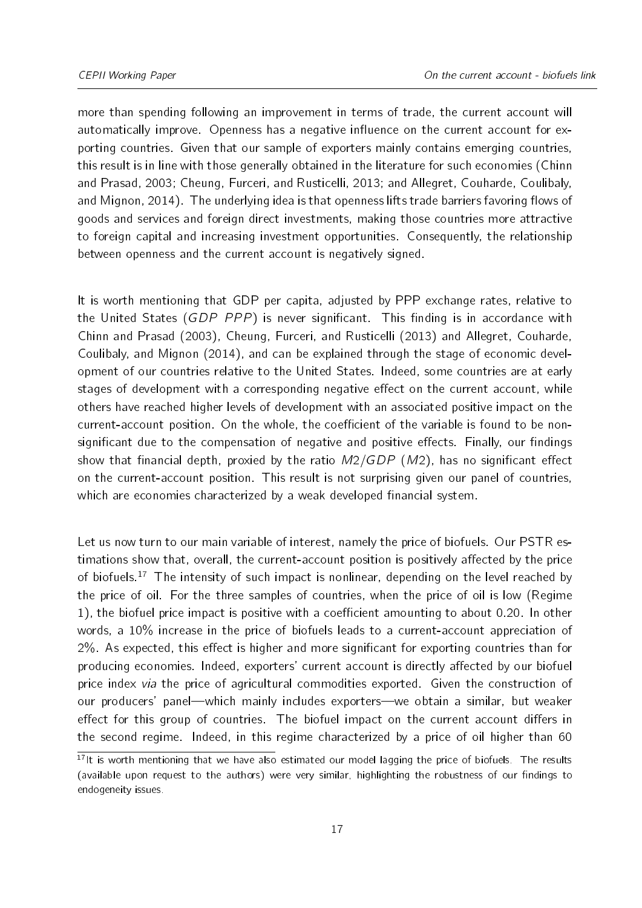more than spending following an improvement in terms of trade, the current account will automatically improve. Openness has a negative influence on the current account for exporting countries. Given that our sample of exporters mainly contains emerging countries, this result is in line with those generally obtained in the literature for such economies (Chinn and Prasad, 2003; Cheung, Furceri, and Rusticelli, 2013; and Allegret, Couharde, Coulibaly, and Mignon, 2014). The underlying idea is that openness lifts trade barriers favoring flows of goods and services and foreign direct investments, making those countries more attractive to foreign capital and increasing investment opportunities. Consequently, the relationship between openness and the current account is negatively signed.

It is worth mentioning that GDP per capita, adjusted by PPP exchange rates, relative to the United States (*GDP PPP*) is never significant. This finding is in accordance with Chinn and Prasad (2003), Cheung, Furceri, and Rusticelli (2013) and Allegret, Couharde, Coulibaly, and Mignon (2014), and can be explained through the stage of economic development of our countries relative to the United States. Indeed, some countries are at early stages of development with a corresponding negative effect on the current account, while others have reached higher levels of development with an associated positive impact on the current-account position. On the whole, the coefficient of the variable is found to be non-significant due to the compensation of negative and positive effects. Finally, our findings show that financial depth, proxied by the ratio $M2/GDP$ ($M2$), has no significant effect on the current-account position. This result is not surprising given our panel of countries, which are economies characterized by a weak developed financial system.

Let us now turn to our main variable of interest, namely the price of biofuels. Our PSTR estimations show that, overall, the current-account position is positively affected by the price of biofuels.[17] The intensity of such impact is nonlinear, depending on the level reached by the price of oil. For the three samples of countries, when the price of oil is low (Regime 1), the biofuel price impact is positive with a coefficient amounting to about 0.20. In other words, a 10% increase in the price of biofuels leads to a current-account appreciation of 2%. As expected, this effect is higher and more significant for exporting countries than for producing economies. Indeed, exporters' current account is directly affected by our biofuel price index *via* the price of agricultural commodities exported. Given the construction of our producers' panel—which mainly includes exporters—we obtain a similar, but weaker effect for this group of countries. The biofuel impact on the current account differs in the second regime. Indeed, in this regime characterized by a price of oil higher than 60

[17] It is worth mentioning that we have also estimated our model lagging the price of biofuels. The results (available upon request to the authors) were very similar, highlighting the robustness of our findings to endogeneity issues.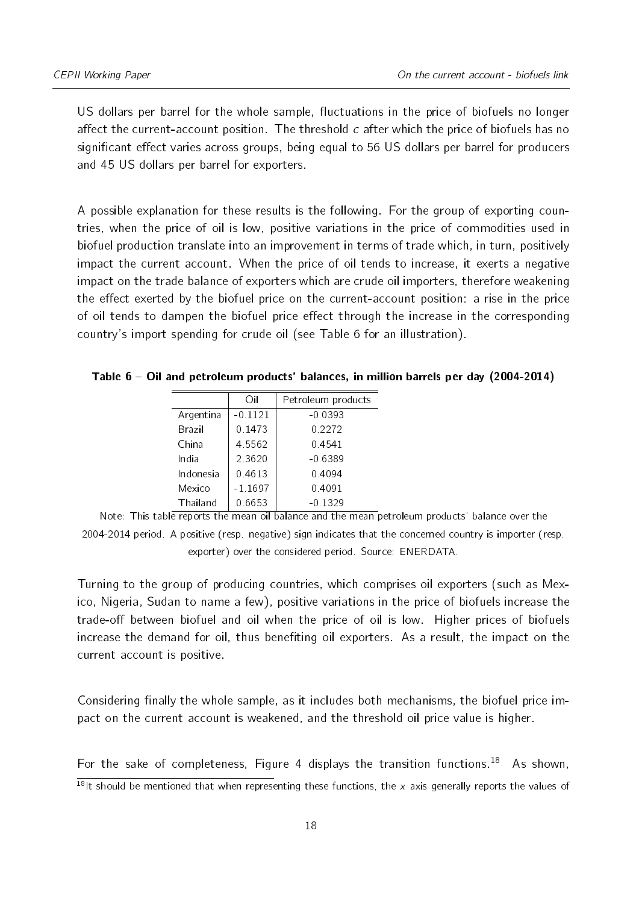US dollars per barrel for the whole sample, fluctuations in the price of biofuels no longer affect the current-account position. The threshold $c$ after which the price of biofuels has no significant effect varies across groups, being equal to 56 US dollars per barrel for producers and 45 US dollars per barrel for exporters.

A possible explanation for these results is the following. For the group of exporting countries, when the price of oil is low, positive variations in the price of commodities used in biofuel production translate into an improvement in terms of trade which, in turn, positively impact the current account. When the price of oil tends to increase, it exerts a negative impact on the trade balance of exporters which are crude oil importers, therefore weakening the effect exerted by the biofuel price on the current-account position: a rise in the price of oil tends to dampen the biofuel price effect through the increase in the corresponding country's import spending for crude oil (see Table 6 for an illustration).

**Table 6 – Oil and petroleum products' balances, in million barrels per day (2004-2014)**

| | Oil | Petroleum products |
|---|---|---|
| Argentina | -0.1121 | -0.0393 |
| Brazil | 0.1473 | 0.2272 |
| China | 4.5562 | 0.4541 |
| India | 2.3620 | -0.6389 |
| Indonesia | 0.4613 | 0.4094 |
| Mexico | -1.1697 | 0.4091 |
| Thailand | 0.6653 | -0.1329 |

Note: This table reports the mean oil balance and the mean petroleum products' balance over the 2004-2014 period. A positive (resp. negative) sign indicates that the concerned country is importer (resp. exporter) over the considered period. Source: ENERDATA.

Turning to the group of producing countries, which comprises oil exporters (such as Mexico, Nigeria, Sudan to name a few), positive variations in the price of biofuels increase the trade-off between biofuel and oil when the price of oil is low. Higher prices of biofuels increase the demand for oil, thus benefiting oil exporters. As a result, the impact on the current account is positive.

Considering finally the whole sample, as it includes both mechanisms, the biofuel price impact on the current account is weakened, and the threshold oil price value is higher.

For the sake of completeness, Figure 4 displays the transition functions.[18] As shown,

[18] It should be mentioned that when representing these functions, the $x$ axis generally reports the values of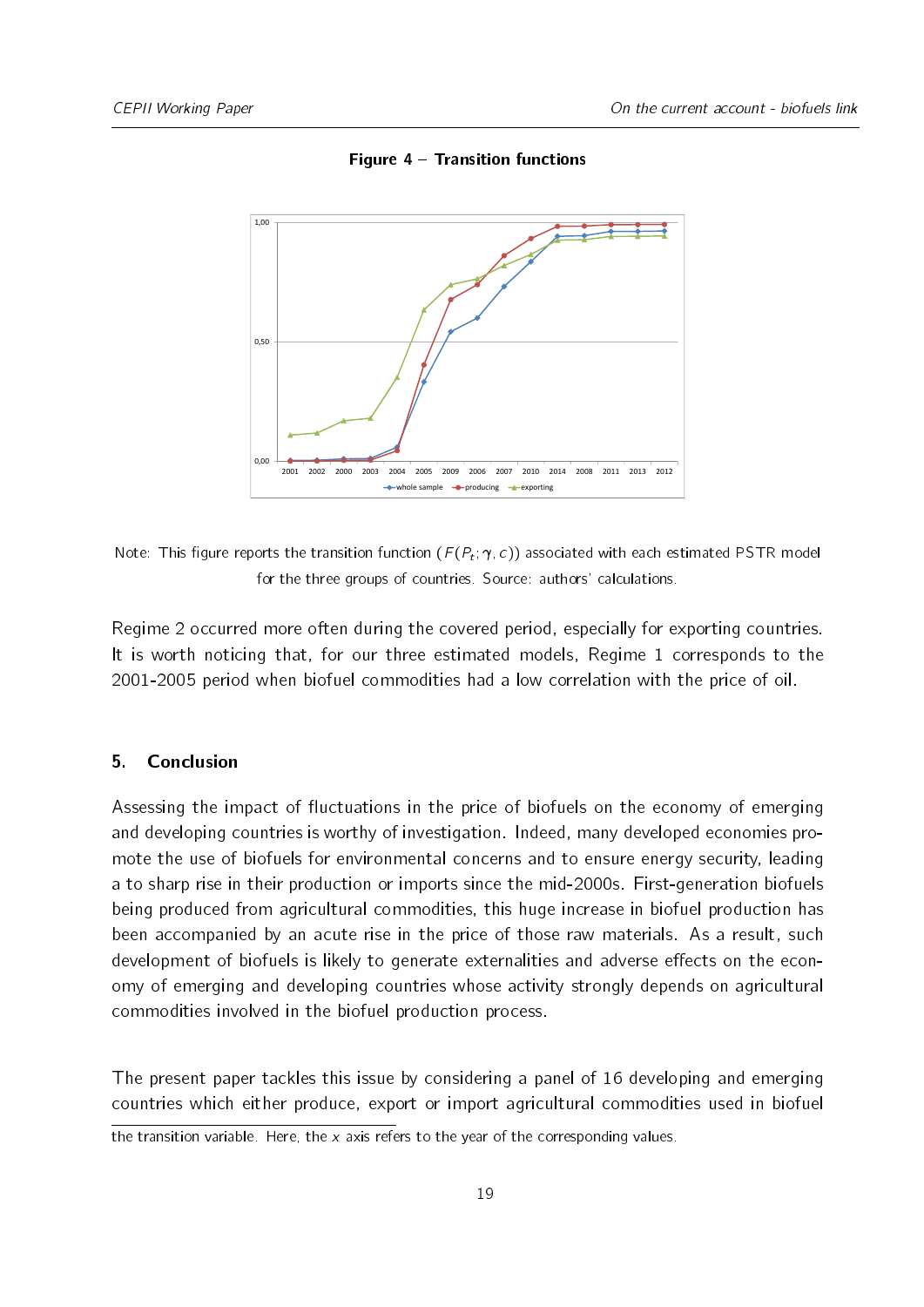**Figure 4 – Transition functions**

Note: This figure reports the transition function ($F(P_t; \gamma, c)$) associated with each estimated PSTR model for the three groups of countries. Source: authors' calculations.

Regime 2 occurred more often during the covered period, especially for exporting countries. It is worth noticing that, for our three estimated models, Regime 1 corresponds to the 2001-2005 period when biofuel commodities had a low correlation with the price of oil.

## 5. Conclusion

Assessing the impact of fluctuations in the price of biofuels on the economy of emerging and developing countries is worthy of investigation. Indeed, many developed economies promote the use of biofuels for environmental concerns and to ensure energy security, leading a to sharp rise in their production or imports since the mid-2000s. First-generation biofuels being produced from agricultural commodities, this huge increase in biofuel production has been accompanied by an acute rise in the price of those raw materials. As a result, such development of biofuels is likely to generate externalities and adverse effects on the economy of emerging and developing countries whose activity strongly depends on agricultural commodities involved in the biofuel production process.

The present paper tackles this issue by considering a panel of 16 developing and emerging countries which either produce, export or import agricultural commodities used in biofuel

---

the transition variable. Here, the $x$ axis refers to the year of the corresponding values.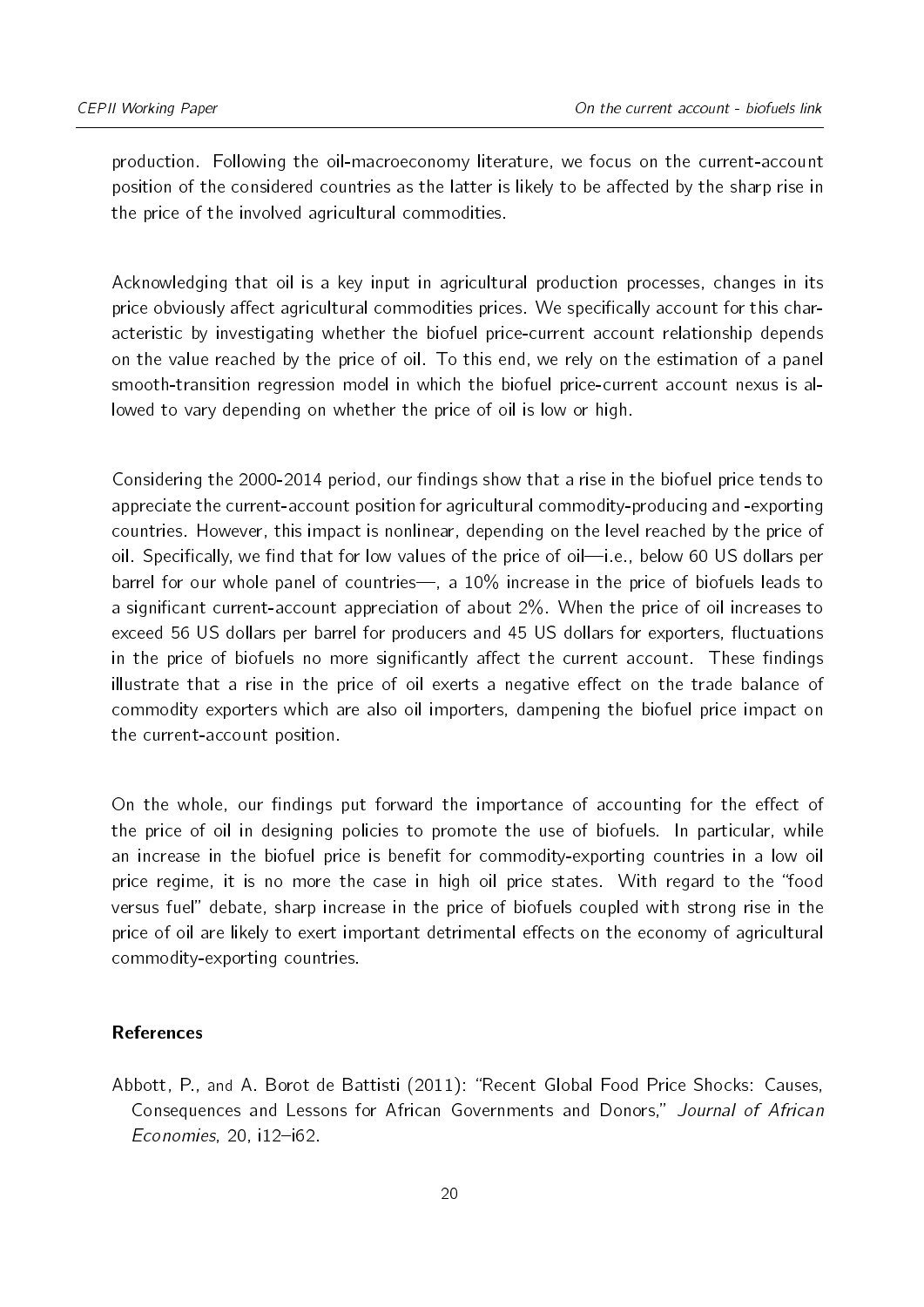production. Following the oil-macroeconomy literature, we focus on the current-account position of the considered countries as the latter is likely to be affected by the sharp rise in the price of the involved agricultural commodities.

Acknowledging that oil is a key input in agricultural production processes, changes in its price obviously affect agricultural commodities prices. We specifically account for this characteristic by investigating whether the biofuel price-current account relationship depends on the value reached by the price of oil. To this end, we rely on the estimation of a panel smooth-transition regression model in which the biofuel price-current account nexus is allowed to vary depending on whether the price of oil is low or high.

Considering the 2000-2014 period, our findings show that a rise in the biofuel price tends to appreciate the current-account position for agricultural commodity-producing and -exporting countries. However, this impact is nonlinear, depending on the level reached by the price of oil. Specifically, we find that for low values of the price of oil—i.e., below 60 US dollars per barrel for our whole panel of countries—, a 10% increase in the price of biofuels leads to a significant current-account appreciation of about 2%. When the price of oil increases to exceed 56 US dollars per barrel for producers and 45 US dollars for exporters, fluctuations in the price of biofuels no more significantly affect the current account. These findings illustrate that a rise in the price of oil exerts a negative effect on the trade balance of commodity exporters which are also oil importers, dampening the biofuel price impact on the current-account position.

On the whole, our findings put forward the importance of accounting for the effect of the price of oil in designing policies to promote the use of biofuels. In particular, while an increase in the biofuel price is benefit for commodity-exporting countries in a low oil price regime, it is no more the case in high oil price states. With regard to the "food versus fuel" debate, sharp increase in the price of biofuels coupled with strong rise in the price of oil are likely to exert important detrimental effects on the economy of agricultural commodity-exporting countries.

## References

Abbott, P., and A. Borot de Battisti (2011): "Recent Global Food Price Shocks: Causes, Consequences and Lessons for African Governments and Donors," *Journal of African Economies*, 20, i12–i62.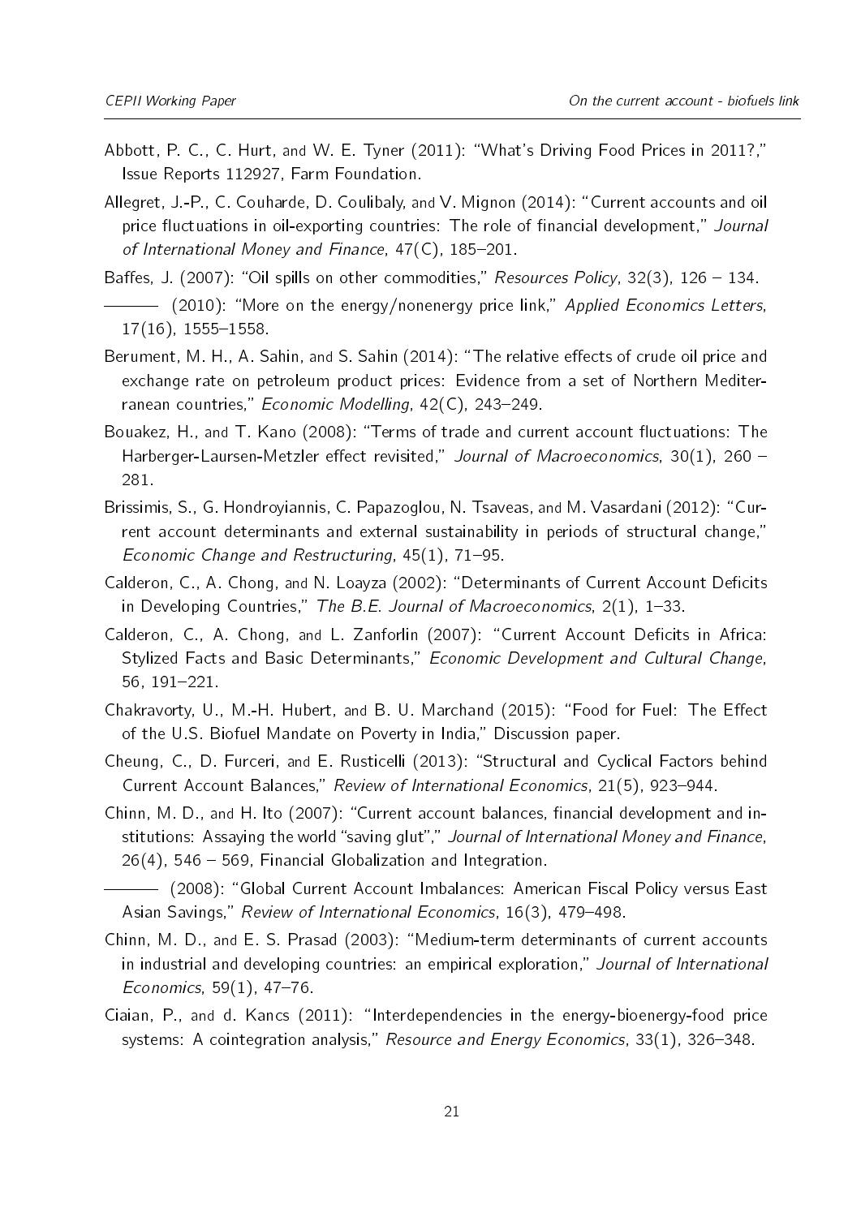Abbott, P. C., C. Hurt, and W. E. Tyner (2011): "What's Driving Food Prices in 2011?," Issue Reports 112927, Farm Foundation.

Allegret, J.-P., C. Couharde, D. Coulibaly, and V. Mignon (2014): "Current accounts and oil price fluctuations in oil-exporting countries: The role of financial development," *Journal of International Money and Finance*, 47(C), 185–201.

Baffes, J. (2007): "Oil spills on other commodities," *Resources Policy*, 32(3), 126 – 134.

——— (2010): "More on the energy/nonenergy price link," *Applied Economics Letters*, 17(16), 1555–1558.

Berument, M. H., A. Sahin, and S. Sahin (2014): "The relative effects of crude oil price and exchange rate on petroleum product prices: Evidence from a set of Northern Mediterranean countries," *Economic Modelling*, 42(C), 243–249.

Bouakez, H., and T. Kano (2008): "Terms of trade and current account fluctuations: The Harberger-Laursen-Metzler effect revisited," *Journal of Macroeconomics*, 30(1), 260 – 281.

Brissimis, S., G. Hondroyiannis, C. Papazoglou, N. Tsaveas, and M. Vasardani (2012): "Current account determinants and external sustainability in periods of structural change," *Economic Change and Restructuring*, 45(1), 71–95.

Calderon, C., A. Chong, and N. Loayza (2002): "Determinants of Current Account Deficits in Developing Countries," *The B.E. Journal of Macroeconomics*, 2(1), 1–33.

Calderon, C., A. Chong, and L. Zanforlin (2007): "Current Account Deficits in Africa: Stylized Facts and Basic Determinants," *Economic Development and Cultural Change*, 56, 191–221.

Chakravorty, U., M.-H. Hubert, and B. U. Marchand (2015): "Food for Fuel: The Effect of the U.S. Biofuel Mandate on Poverty in India," Discussion paper.

Cheung, C., D. Furceri, and E. Rusticelli (2013): "Structural and Cyclical Factors behind Current Account Balances," *Review of International Economics*, 21(5), 923–944.

Chinn, M. D., and H. Ito (2007): "Current account balances, financial development and institutions: Assaying the world "saving glut"," *Journal of International Money and Finance*, 26(4), 546 – 569, Financial Globalization and Integration.

——— (2008): "Global Current Account Imbalances: American Fiscal Policy versus East Asian Savings," *Review of International Economics*, 16(3), 479–498.

Chinn, M. D., and E. S. Prasad (2003): "Medium-term determinants of current accounts in industrial and developing countries: an empirical exploration," *Journal of International Economics*, 59(1), 47–76.

Ciaian, P., and d. Kancs (2011): "Interdependencies in the energy-bioenergy-food price systems: A cointegration analysis," *Resource and Energy Economics*, 33(1), 326–348.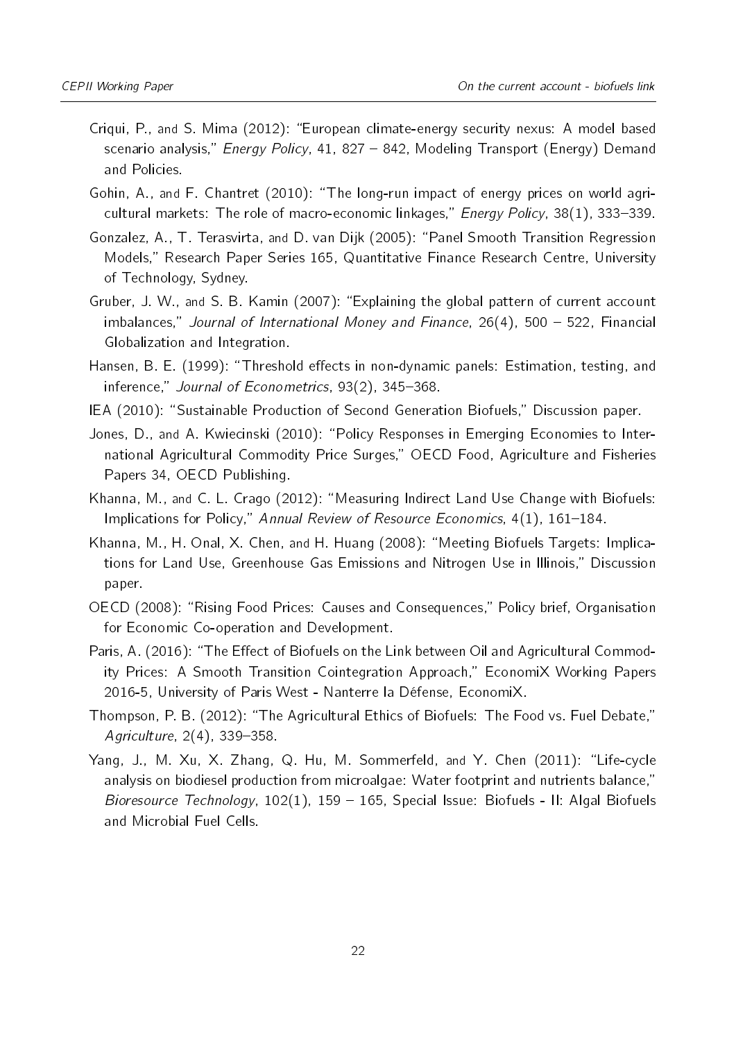Criqui, P., and S. Mima (2012): "European climate-energy security nexus: A model based scenario analysis," *Energy Policy*, 41, 827 – 842, Modeling Transport (Energy) Demand and Policies.

Gohin, A., and F. Chantret (2010): "The long-run impact of energy prices on world agricultural markets: The role of macro-economic linkages," *Energy Policy*, 38(1), 333–339.

Gonzalez, A., T. Terasvirta, and D. van Dijk (2005): "Panel Smooth Transition Regression Models," Research Paper Series 165, Quantitative Finance Research Centre, University of Technology, Sydney.

Gruber, J. W., and S. B. Kamin (2007): "Explaining the global pattern of current account imbalances," *Journal of International Money and Finance*, 26(4), 500 – 522, Financial Globalization and Integration.

Hansen, B. E. (1999): "Threshold effects in non-dynamic panels: Estimation, testing, and inference," *Journal of Econometrics*, 93(2), 345–368.

IEA (2010): "Sustainable Production of Second Generation Biofuels," Discussion paper.

Jones, D., and A. Kwiecinski (2010): "Policy Responses in Emerging Economies to International Agricultural Commodity Price Surges," OECD Food, Agriculture and Fisheries Papers 34, OECD Publishing.

Khanna, M., and C. L. Crago (2012): "Measuring Indirect Land Use Change with Biofuels: Implications for Policy," *Annual Review of Resource Economics*, 4(1), 161–184.

Khanna, M., H. Onal, X. Chen, and H. Huang (2008): "Meeting Biofuels Targets: Implications for Land Use, Greenhouse Gas Emissions and Nitrogen Use in Illinois," Discussion paper.

OECD (2008): "Rising Food Prices: Causes and Consequences," Policy brief, Organisation for Economic Co-operation and Development.

Paris, A. (2016): "The Effect of Biofuels on the Link between Oil and Agricultural Commodity Prices: A Smooth Transition Cointegration Approach," EconomiX Working Papers 2016-5, University of Paris West - Nanterre la Défense, EconomiX.

Thompson, P. B. (2012): "The Agricultural Ethics of Biofuels: The Food vs. Fuel Debate," *Agriculture*, 2(4), 339–358.

Yang, J., M. Xu, X. Zhang, Q. Hu, M. Sommerfeld, and Y. Chen (2011): "Life-cycle analysis on biodiesel production from microalgae: Water footprint and nutrients balance," *Bioresource Technology*, 102(1), 159 – 165, Special Issue: Biofuels - II: Algal Biofuels and Microbial Fuel Cells.